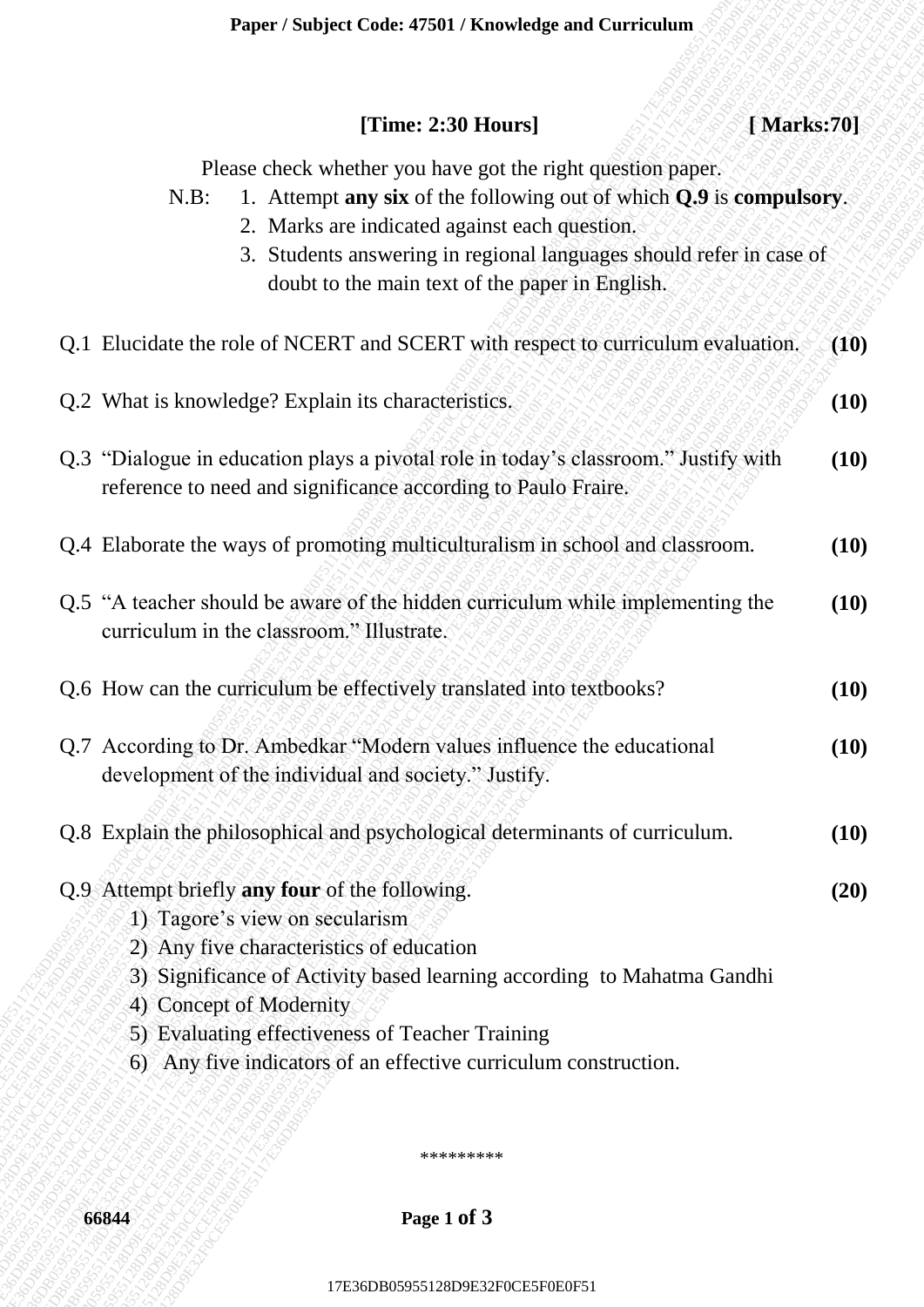**Paper / Subject Code: 47501 / Knowledge and Curriculum**

**[Time: 2:30 Hours]** **[ Marks:70]**

Please check whether you have got the right question paper.

N.B:
1. Attempt **any six** of the following out of which **Q.9** is **compulsory**.
2. Marks are indicated against each question.
3. Students answering in regional languages should refer in case of doubt to the main text of the paper in English.

Q.1 Elucidate the role of NCERT and SCERT with respect to curriculum evaluation. **(10)**

Q.2 What is knowledge? Explain its characteristics. **(10)**

Q.3 "Dialogue in education plays a pivotal role in today's classroom." Justify with reference to need and significance according to Paulo Fraire. **(10)**

Q.4 Elaborate the ways of promoting multiculturalism in school and classroom. **(10)**

Q.5 "A teacher should be aware of the hidden curriculum while implementing the curriculum in the classroom." Illustrate. **(10)**

Q.6 How can the curriculum be effectively translated into textbooks? **(10)**

Q.7 According to Dr. Ambedkar "Modern values influence the educational development of the individual and society." Justify. **(10)**

Q.8 Explain the philosophical and psychological determinants of curriculum. **(10)**

Q.9 Attempt briefly **any four** of the following. **(20)**

1) Tagore's view on secularism
2) Any five characteristics of education
3) Significance of Activity based learning according to Mahatma Gandhi
4) Concept of Modernity
5) Evaluating effectiveness of Teacher Training
6) Any five indicators of an effective curriculum construction.

*********

66844

17E36DB05955128D9E32F0CE5F0E0F51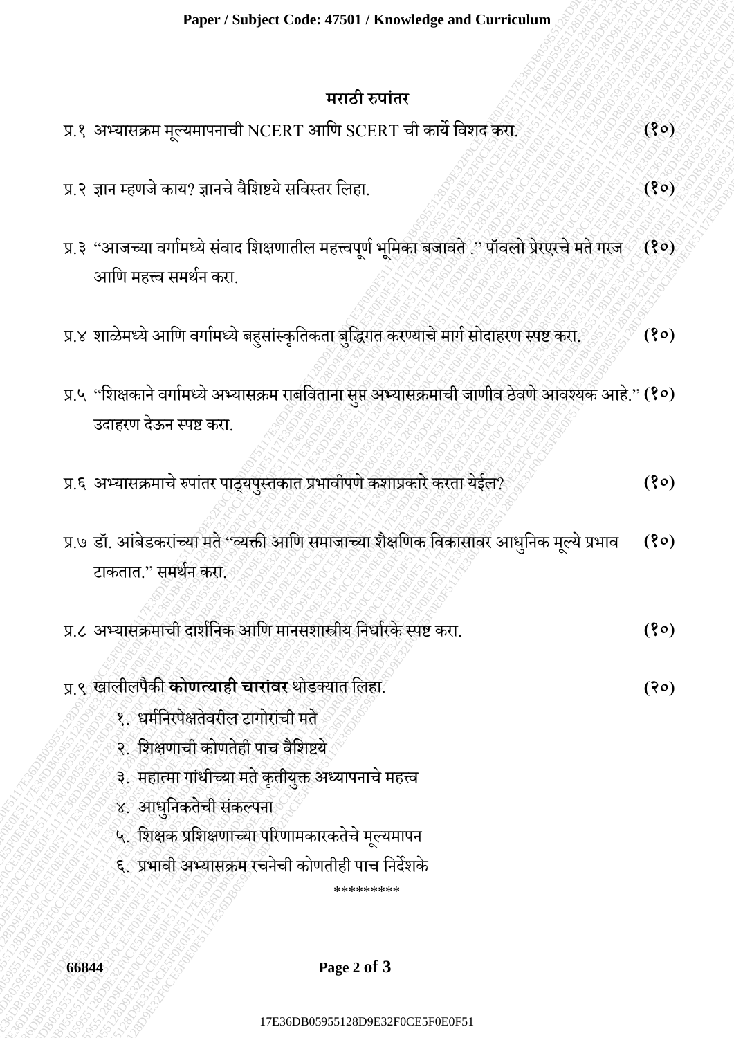## मराठी रुपांतर

प्र.१ अभ्यासक्रम मूल्यमापनाची NCERT आणि SCERT ची कार्ये विशद करा. **(१०)**

प्र.२ ज्ञान म्हणजे काय? ज्ञानचे वैशिष्टये सविस्तर लिहा. **(१०)**

प्र.३ "आजच्या वर्गामध्ये संवाद शिक्षणातील महत्त्वपूर्ण भूमिका बजावते ." पॉवलो प्रेरएरचे मते गरज आणि महत्त्व समर्थन करा. **(१०)**

प्र.४ शाळेमध्ये आणि वर्गामध्ये बहुसांस्कृतिकता बुद्धिगत करण्याचे मार्ग सोदाहरण स्पष्ट करा. **(१०)**

प्र.५ "शिक्षकाने वर्गामध्ये अभ्यासक्रम राबविताना सुप्त अभ्यासक्रमाची जाणीव ठेवणे आवश्यक आहे." उदाहरण देऊन स्पष्ट करा. **(१०)**

प्र.६ अभ्यासक्रमाचे रुपांतर पाठ्यपुस्तकात प्रभावीपणे कशाप्रकारे करता येईल? **(१०)**

प्र.७ डॉ. आंबेडकरांच्या मते "व्यक्ती आणि समाजाच्या शैक्षणिक विकासावर आधुनिक मूल्ये प्रभाव टाकतात." समर्थन करा. **(१०)**

प्र.८ अभ्यासक्रमाची दार्शनिक आणि मानसशास्त्रीय निर्धारके स्पष्ट करा. **(१०)**

प्र.९ खालीलपैकी **कोणत्याही चारांवर** थोडक्यात लिहा. **(२०)**

१. धर्मनिरपेक्षतेवरील टागोरांची मते
२. शिक्षणाची कोणतेही पाच वैशिष्टये
३. महात्मा गांधीच्या मते कृतीयुक्त अध्यापनाचे महत्त्व
४. आधुनिकतेची संकल्पना
५. शिक्षक प्रशिक्षणाच्या परिणामकारकतेचे मूल्यमापन
६. प्रभावी अभ्यासक्रम रचनेची कोणतीही पाच निर्देशके

*********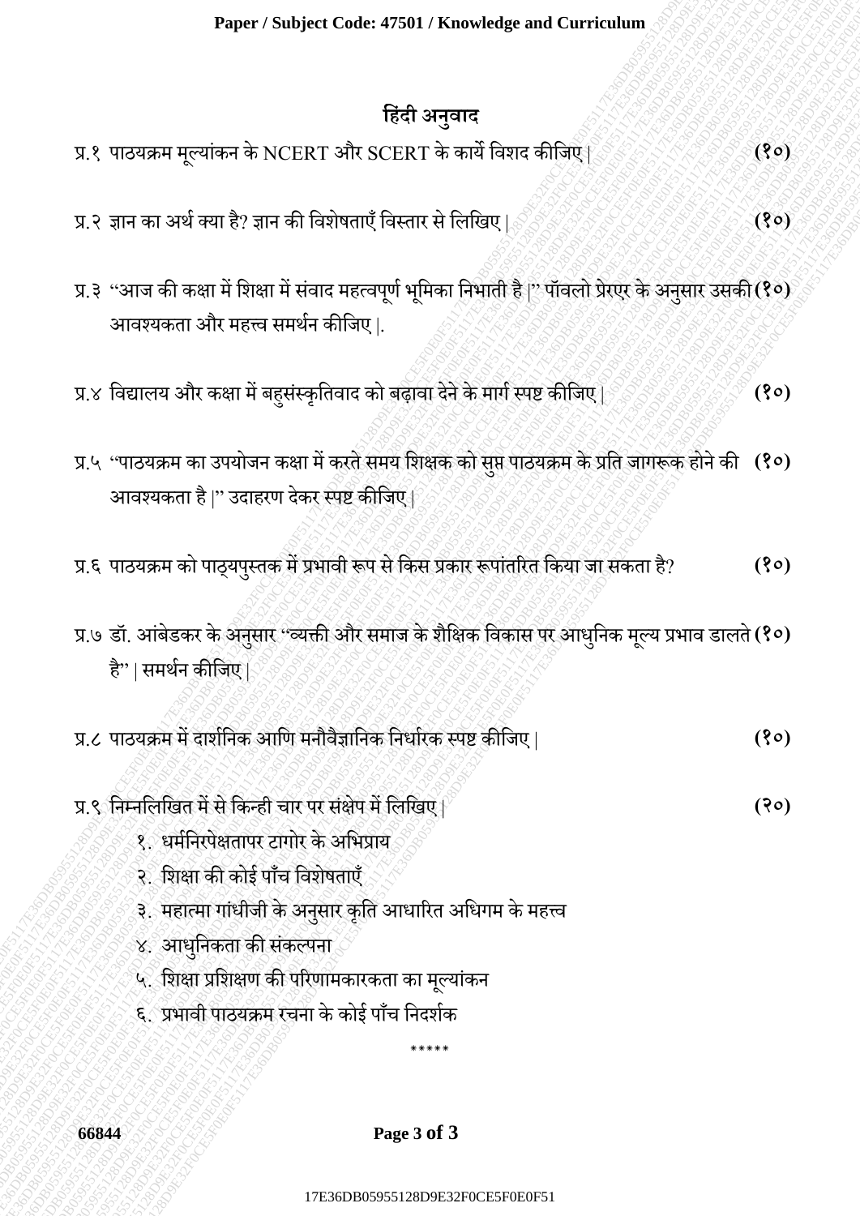## हिंदी अनुवाद

प्र.१ पाठयक्रम मूल्यांकन के NCERT और SCERT के कार्ये विशद कीजिए | **(१०)**

प्र.२ ज्ञान का अर्थ क्या है? ज्ञान की विशेषताएँ विस्तार से लिखिए | **(१०)**

प्र.३ "आज की कक्षा में शिक्षा में संवाद महत्वपूर्ण भूमिका निभाती है |" पॉवलो प्रेरएर के अनुसार उसकी आवश्यकता और महत्त्व समर्थन कीजिए |. **(१०)**

प्र.४ विद्यालय और कक्षा में बहुसंस्कृतिवाद को बढ़ावा देने के मार्ग स्पष्ट कीजिए | **(१०)**

प्र.५ "पाठयक्रम का उपयोजन कक्षा में करते समय शिक्षक को सुप्त पाठयक्रम के प्रति जागरूक होने की आवश्यकता है |" उदाहरण देकर स्पष्ट कीजिए | **(१०)**

प्र.६ पाठयक्रम को पाठ्यपुस्तक में प्रभावी रूप से किस प्रकार रूपांतरित किया जा सकता है? **(१०)**

प्र.७ डॉ. आंबेडकर के अनुसार "व्यक्ती और समाज के शैक्षिक विकास पर आधुनिक मूल्य प्रभाव डालते है" | समर्थन कीजिए | **(१०)**

प्र.८ पाठयक्रम में दार्शनिक आणि मनौवैज्ञानिक निर्धारक स्पष्ट कीजिए | **(१०)**

प्र.९ निम्नलिखित में से किन्ही चार पर संक्षेप में लिखिए | **(२०)**

१. धर्मनिरपेक्षतापर टागोर के अभिप्राय
२. शिक्षा की कोई पाँच विशेषताएँ
३. महात्मा गांधीजी के अनुसार कृति आधारित अधिगम के महत्त्व
४. आधुनिकता की संकल्पना
५. शिक्षा प्रशिक्षण की परिणामकारकता का मूल्यांकन
६. प्रभावी पाठयक्रम रचना के कोई पाँच निदर्शक

*****